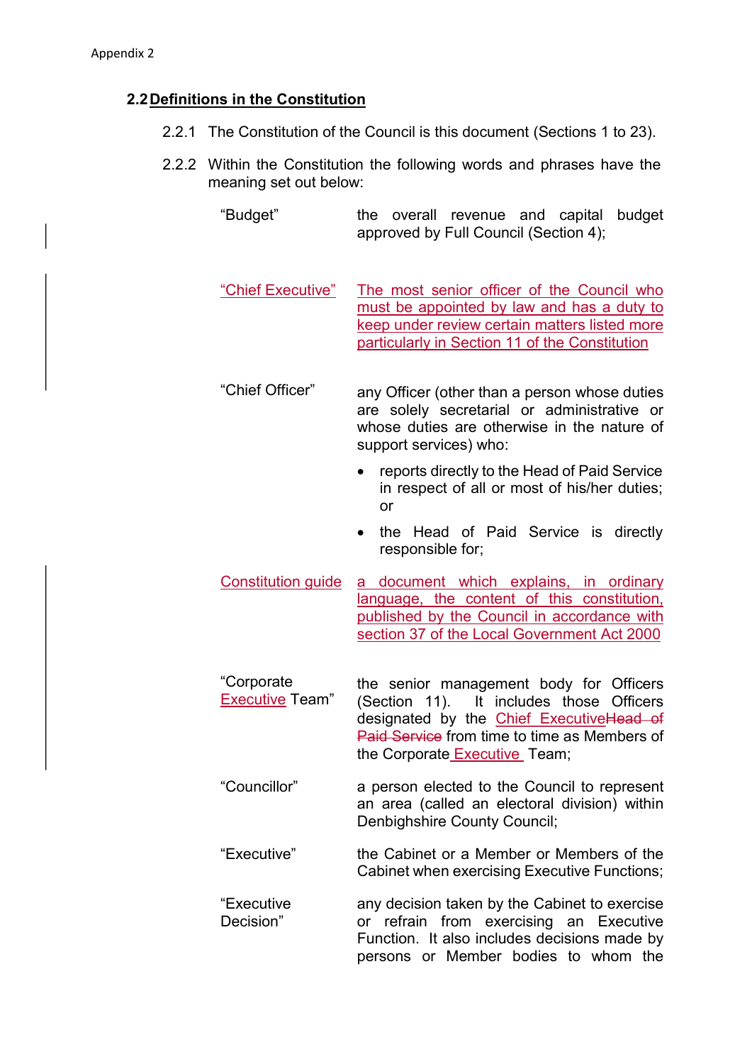Appendix 2

## 2.2 Definitions in the Constitution

2.2.1 The Constitution of the Council is this document (Sections 1 to 23).

2.2.2 Within the Constitution the following words and phrases have the meaning set out below:

| | |
|---|---|
| "Budget" | the overall revenue and capital budget approved by Full Council (Section 4); |
| "Chief Executive" | The most senior officer of the Council who must be appointed by law and has a duty to keep under review certain matters listed more particularly in Section 11 of the Constitution |
| "Chief Officer" | any Officer (other than a person whose duties are solely secretarial or administrative or whose duties are otherwise in the nature of support services) who:<br>• reports directly to the Head of Paid Service in respect of all or most of his/her duties; or<br>• the Head of Paid Service is directly responsible for; |
| Constitution guide | a document which explains, in ordinary language, the content of this constitution, published by the Council in accordance with section 37 of the Local Government Act 2000 |
| "Corporate Executive Team" | the senior management body for Officers (Section 11). It includes those Officers designated by the Chief ExecutiveHead of Paid Service from time to time as Members of the Corporate Executive Team; |
| "Councillor" | a person elected to the Council to represent an area (called an electoral division) within Denbighshire County Council; |
| "Executive" | the Cabinet or a Member or Members of the Cabinet when exercising Executive Functions; |
| "Executive Decision" | any decision taken by the Cabinet to exercise or refrain from exercising an Executive Function. It also includes decisions made by persons or Member bodies to whom the |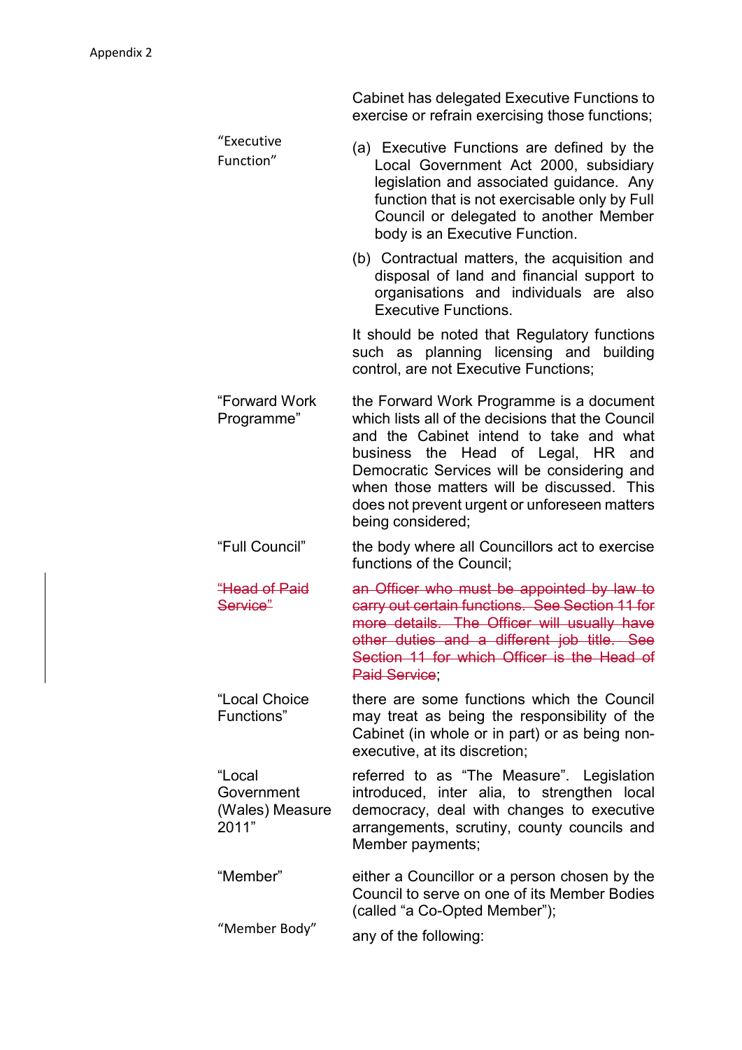Cabinet has delegated Executive Functions to exercise or refrain exercising those functions;

| | |
|---|---|
| "Executive Function" | (a) Executive Functions are defined by the Local Government Act 2000, subsidiary legislation and associated guidance. Any function that is not exercisable only by Full Council or delegated to another Member body is an Executive Function. |
| | (b) Contractual matters, the acquisition and disposal of land and financial support to organisations and individuals are also Executive Functions. |
| | It should be noted that Regulatory functions such as planning licensing and building control, are not Executive Functions; |
| "Forward Work Programme" | the Forward Work Programme is a document which lists all of the decisions that the Council and the Cabinet intend to take and what business the Head of Legal, HR and Democratic Services will be considering and when those matters will be discussed. This does not prevent urgent or unforeseen matters being considered; |
| "Full Council" | the body where all Councillors act to exercise functions of the Council; |
| ~~"Head of Paid Service"~~ | ~~an Officer who must be appointed by law to carry out certain functions. See Section 11 for more details. The Officer will usually have other duties and a different job title. See Section 11 for which Officer is the Head of Paid Service~~; |
| "Local Choice Functions" | there are some functions which the Council may treat as being the responsibility of the Cabinet (in whole or in part) or as being non-executive, at its discretion; |
| "Local Government (Wales) Measure 2011" | referred to as "The Measure". Legislation introduced, inter alia, to strengthen local democracy, deal with changes to executive arrangements, scrutiny, county councils and Member payments; |
| "Member" | either a Councillor or a person chosen by the Council to serve on one of its Member Bodies (called "a Co-Opted Member"); |
| "Member Body" | any of the following: |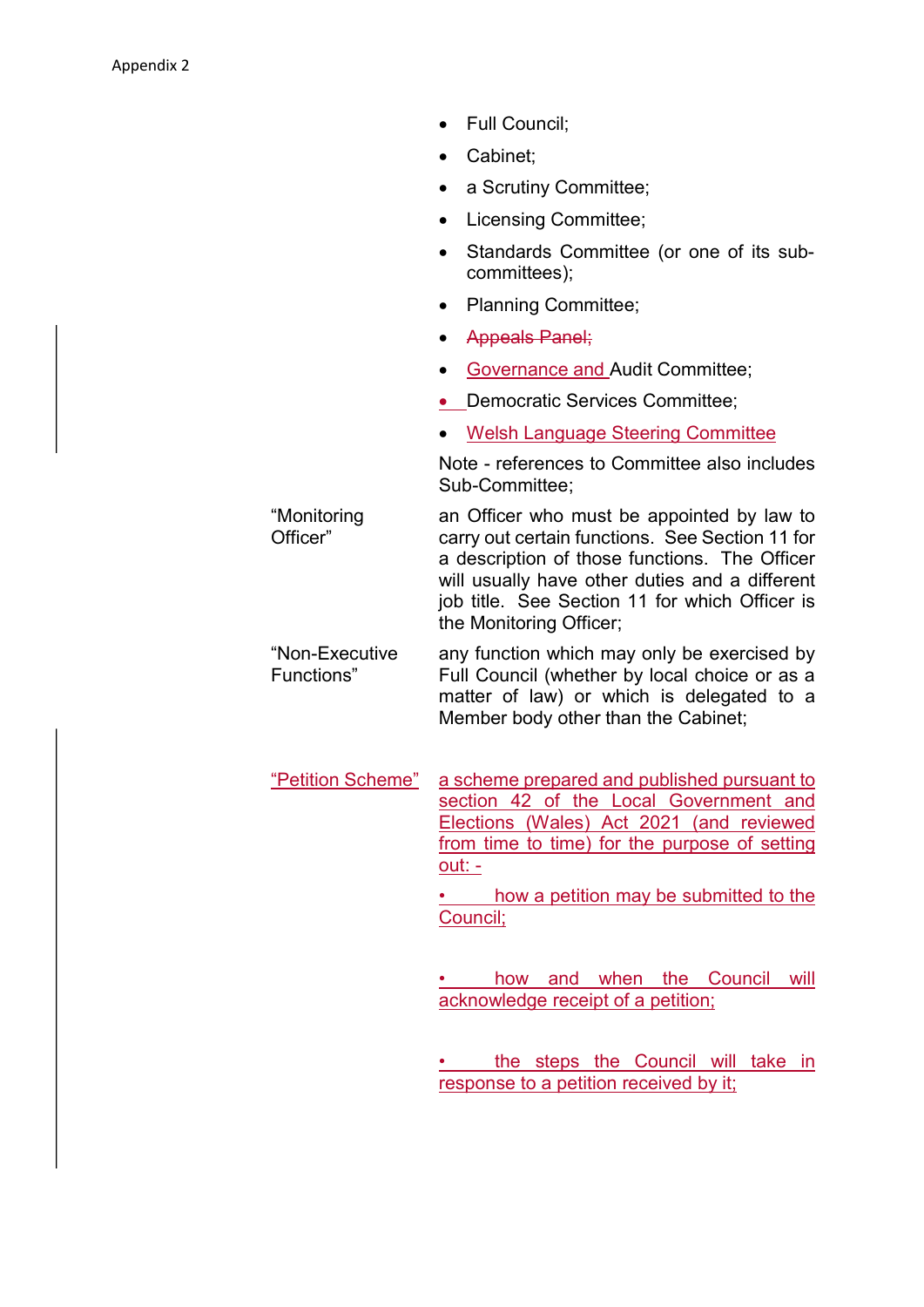- Full Council;
- Cabinet;
- a Scrutiny Committee;
- Licensing Committee;
- Standards Committee (or one of its sub-committees);
- Planning Committee;
- ~~Appeals Panel;~~
- Governance and Audit Committee;
- Democratic Services Committee;
- Welsh Language Steering Committee

Note - references to Committee also includes Sub-Committee;

| | |
|---|---|
| “Monitoring Officer” | an Officer who must be appointed by law to carry out certain functions. See Section 11 for a description of those functions. The Officer will usually have other duties and a different job title. See Section 11 for which Officer is the Monitoring Officer; |
| “Non-Executive Functions” | any function which may only be exercised by Full Council (whether by local choice or as a matter of law) or which is delegated to a Member body other than the Cabinet; |
| “Petition Scheme” | a scheme prepared and published pursuant to section 42 of the Local Government and Elections (Wales) Act 2021 (and reviewed from time to time) for the purpose of setting out: -<br>• how a petition may be submitted to the Council;<br>• how and when the Council will acknowledge receipt of a petition;<br>• the steps the Council will take in response to a petition received by it; |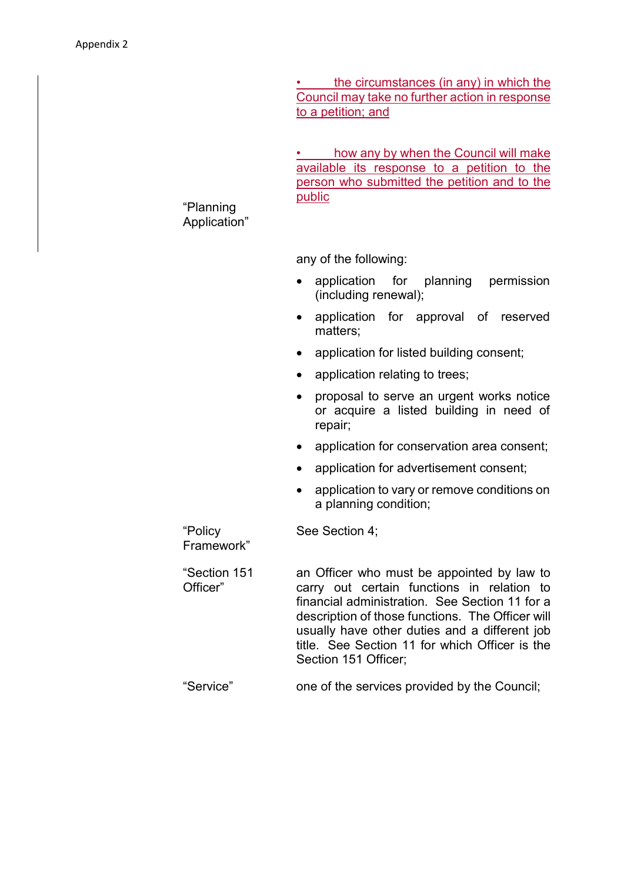- the circumstances (in any) in which the Council may take no further action in response to a petition; and

- how any by when the Council will make available its response to a petition to the person who submitted the petition and to the public

| | |
|---|---|
| “Planning Application” | any of the following:<br>• application for planning permission (including renewal);<br>• application for approval of reserved matters;<br>• application for listed building consent;<br>• application relating to trees;<br>• proposal to serve an urgent works notice or acquire a listed building in need of repair;<br>• application for conservation area consent;<br>• application for advertisement consent;<br>• application to vary or remove conditions on a planning condition; |
| “Policy Framework” | See Section 4; |
| “Section 151 Officer” | an Officer who must be appointed by law to carry out certain functions in relation to financial administration. See Section 11 for a description of those functions. The Officer will usually have other duties and a different job title. See Section 11 for which Officer is the Section 151 Officer; |
| “Service” | one of the services provided by the Council; |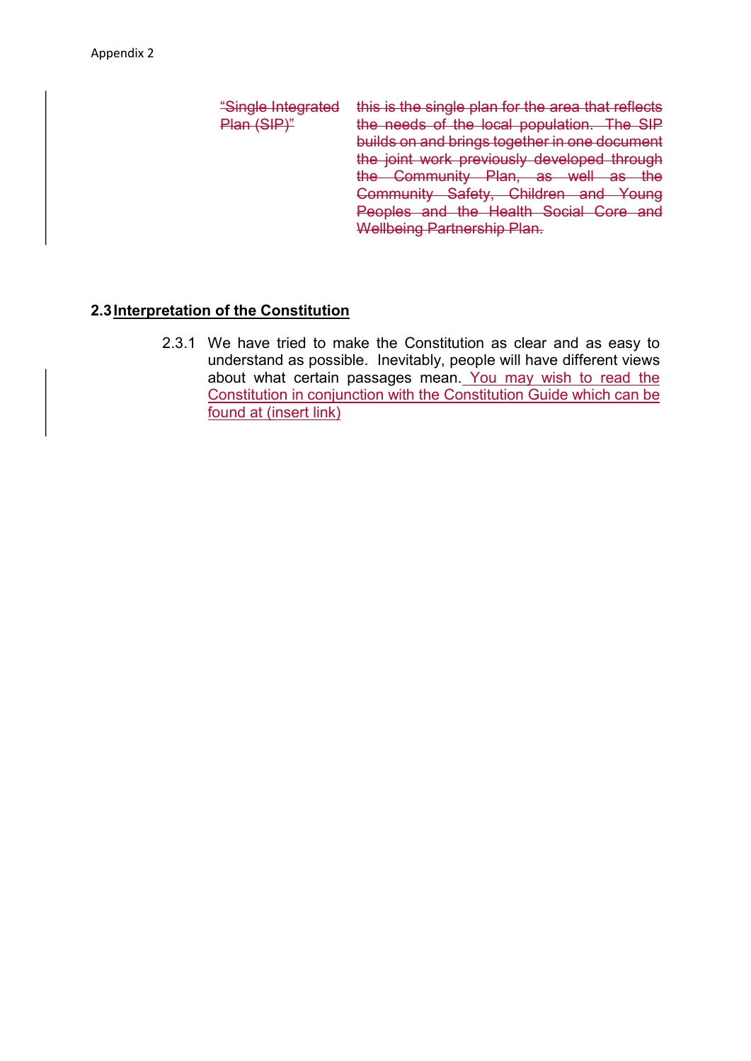| | |
|---|---|
| ~~"Single Integrated Plan (SIP)"~~ | ~~this is the single plan for the area that reflects the needs of the local population. The SIP builds on and brings together in one document the joint work previously developed through the Community Plan, as well as the Community Safety, Children and Young Peoples and the Health Social Core and Wellbeing Partnership Plan.~~ |

## 2.3 Interpretation of the Constitution

2.3.1 We have tried to make the Constitution as clear and as easy to understand as possible. Inevitably, people will have different views about what certain passages mean. You may wish to read the Constitution in conjunction with the Constitution Guide which can be found at (insert link)